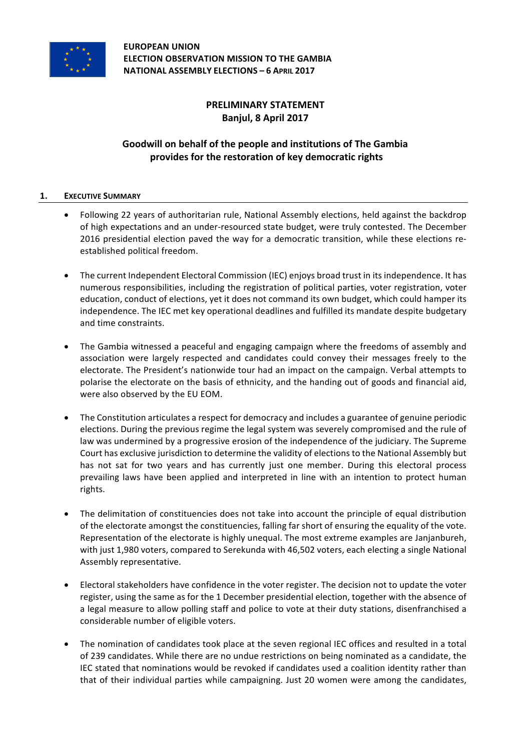**EUROPEAN UNION**
**ELECTION OBSERVATION MISSION TO THE GAMBIA**
**NATIONAL ASSEMBLY ELECTIONS – 6 APRIL 2017**

**PRELIMINARY STATEMENT**
**Banjul, 8 April 2017**

# Goodwill on behalf of the people and institutions of The Gambia provides for the restoration of key democratic rights

## 1. EXECUTIVE SUMMARY

- Following 22 years of authoritarian rule, National Assembly elections, held against the backdrop of high expectations and an under-resourced state budget, were truly contested. The December 2016 presidential election paved the way for a democratic transition, while these elections re-established political freedom.

- The current Independent Electoral Commission (IEC) enjoys broad trust in its independence. It has numerous responsibilities, including the registration of political parties, voter registration, voter education, conduct of elections, yet it does not command its own budget, which could hamper its independence. The IEC met key operational deadlines and fulfilled its mandate despite budgetary and time constraints.

- The Gambia witnessed a peaceful and engaging campaign where the freedoms of assembly and association were largely respected and candidates could convey their messages freely to the electorate. The President's nationwide tour had an impact on the campaign. Verbal attempts to polarise the electorate on the basis of ethnicity, and the handing out of goods and financial aid, were also observed by the EU EOM.

- The Constitution articulates a respect for democracy and includes a guarantee of genuine periodic elections. During the previous regime the legal system was severely compromised and the rule of law was undermined by a progressive erosion of the independence of the judiciary. The Supreme Court has exclusive jurisdiction to determine the validity of elections to the National Assembly but has not sat for two years and has currently just one member. During this electoral process prevailing laws have been applied and interpreted in line with an intention to protect human rights.

- The delimitation of constituencies does not take into account the principle of equal distribution of the electorate amongst the constituencies, falling far short of ensuring the equality of the vote. Representation of the electorate is highly unequal. The most extreme examples are Janjanbureh, with just 1,980 voters, compared to Serekunda with 46,502 voters, each electing a single National Assembly representative.

- Electoral stakeholders have confidence in the voter register. The decision not to update the voter register, using the same as for the 1 December presidential election, together with the absence of a legal measure to allow polling staff and police to vote at their duty stations, disenfranchised a considerable number of eligible voters.

- The nomination of candidates took place at the seven regional IEC offices and resulted in a total of 239 candidates. While there are no undue restrictions on being nominated as a candidate, the IEC stated that nominations would be revoked if candidates used a coalition identity rather than that of their individual parties while campaigning. Just 20 women were among the candidates,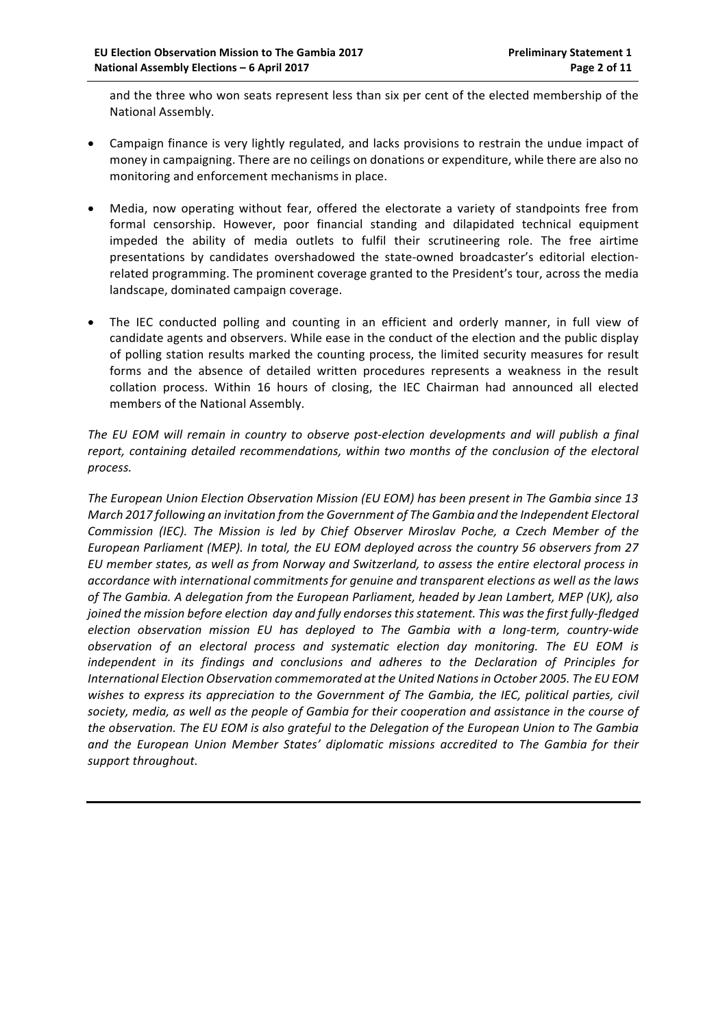and the three who won seats represent less than six per cent of the elected membership of the National Assembly.

- Campaign finance is very lightly regulated, and lacks provisions to restrain the undue impact of money in campaigning. There are no ceilings on donations or expenditure, while there are also no monitoring and enforcement mechanisms in place.

- Media, now operating without fear, offered the electorate a variety of standpoints free from formal censorship. However, poor financial standing and dilapidated technical equipment impeded the ability of media outlets to fulfil their scrutineering role. The free airtime presentations by candidates overshadowed the state-owned broadcaster's editorial election-related programming. The prominent coverage granted to the President's tour, across the media landscape, dominated campaign coverage.

- The IEC conducted polling and counting in an efficient and orderly manner, in full view of candidate agents and observers. While ease in the conduct of the election and the public display of polling station results marked the counting process, the limited security measures for result forms and the absence of detailed written procedures represents a weakness in the result collation process. Within 16 hours of closing, the IEC Chairman had announced all elected members of the National Assembly.

*The EU EOM will remain in country to observe post-election developments and will publish a final report, containing detailed recommendations, within two months of the conclusion of the electoral process.*

*The European Union Election Observation Mission (EU EOM) has been present in The Gambia since 13 March 2017 following an invitation from the Government of The Gambia and the Independent Electoral Commission (IEC). The Mission is led by Chief Observer Miroslav Poche, a Czech Member of the European Parliament (MEP). In total, the EU EOM deployed across the country 56 observers from 27 EU member states, as well as from Norway and Switzerland, to assess the entire electoral process in accordance with international commitments for genuine and transparent elections as well as the laws of The Gambia. A delegation from the European Parliament, headed by Jean Lambert, MEP (UK), also joined the mission before election day and fully endorses this statement. This was the first fully-fledged election observation mission EU has deployed to The Gambia with a long-term, country-wide observation of an electoral process and systematic election day monitoring. The EU EOM is independent in its findings and conclusions and adheres to the Declaration of Principles for International Election Observation commemorated at the United Nations in October 2005. The EU EOM wishes to express its appreciation to the Government of The Gambia, the IEC, political parties, civil society, media, as well as the people of Gambia for their cooperation and assistance in the course of the observation. The EU EOM is also grateful to the Delegation of the European Union to The Gambia and the European Union Member States' diplomatic missions accredited to The Gambia for their support throughout.*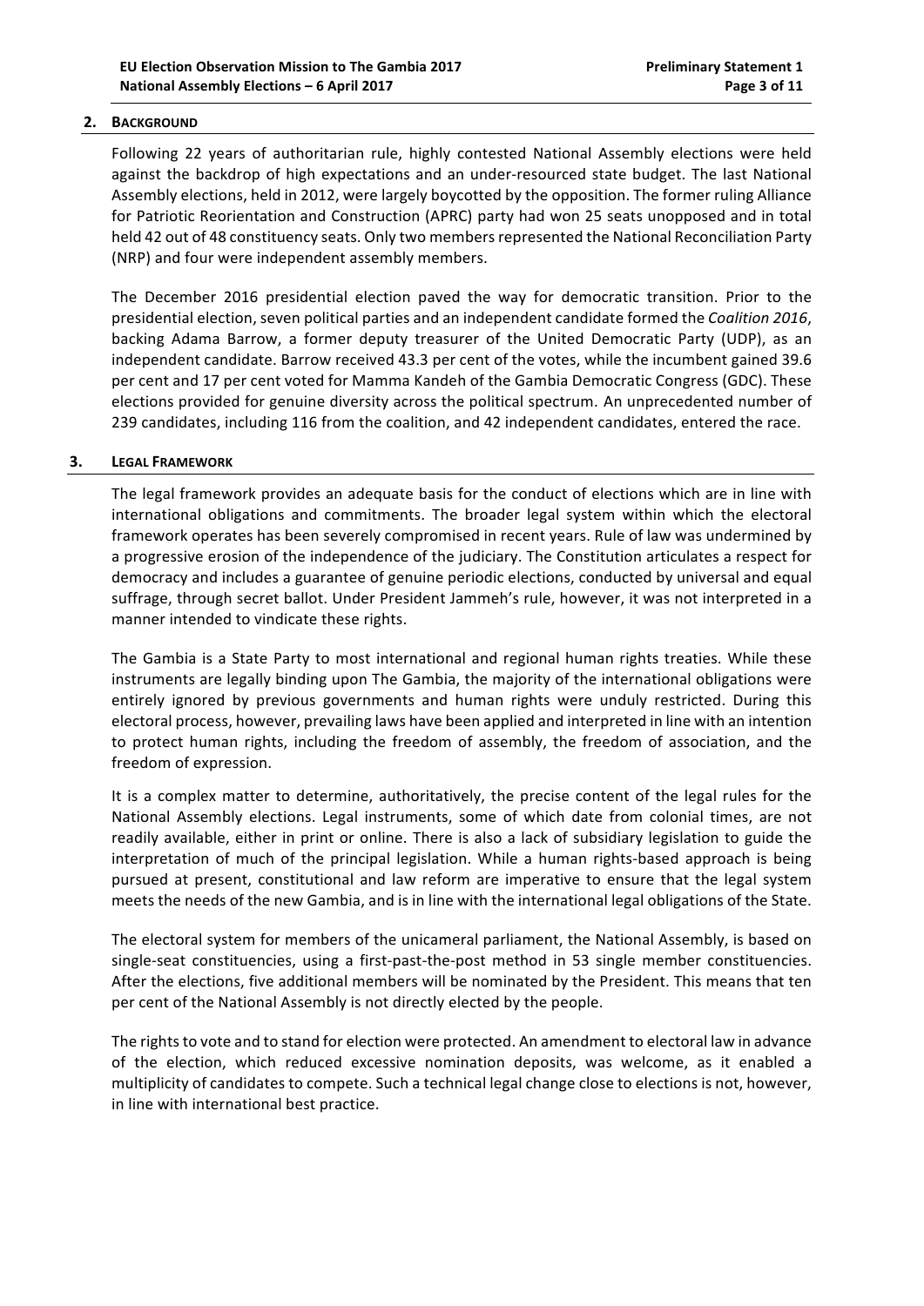## 2. Background

Following 22 years of authoritarian rule, highly contested National Assembly elections were held against the backdrop of high expectations and an under-resourced state budget. The last National Assembly elections, held in 2012, were largely boycotted by the opposition. The former ruling Alliance for Patriotic Reorientation and Construction (APRC) party had won 25 seats unopposed and in total held 42 out of 48 constituency seats. Only two members represented the National Reconciliation Party (NRP) and four were independent assembly members.

The December 2016 presidential election paved the way for democratic transition. Prior to the presidential election, seven political parties and an independent candidate formed the *Coalition 2016*, backing Adama Barrow, a former deputy treasurer of the United Democratic Party (UDP), as an independent candidate. Barrow received 43.3 per cent of the votes, while the incumbent gained 39.6 per cent and 17 per cent voted for Mamma Kandeh of the Gambia Democratic Congress (GDC). These elections provided for genuine diversity across the political spectrum. An unprecedented number of 239 candidates, including 116 from the coalition, and 42 independent candidates, entered the race.

## 3. Legal Framework

The legal framework provides an adequate basis for the conduct of elections which are in line with international obligations and commitments. The broader legal system within which the electoral framework operates has been severely compromised in recent years. Rule of law was undermined by a progressive erosion of the independence of the judiciary. The Constitution articulates a respect for democracy and includes a guarantee of genuine periodic elections, conducted by universal and equal suffrage, through secret ballot. Under President Jammeh's rule, however, it was not interpreted in a manner intended to vindicate these rights.

The Gambia is a State Party to most international and regional human rights treaties. While these instruments are legally binding upon The Gambia, the majority of the international obligations were entirely ignored by previous governments and human rights were unduly restricted. During this electoral process, however, prevailing laws have been applied and interpreted in line with an intention to protect human rights, including the freedom of assembly, the freedom of association, and the freedom of expression.

It is a complex matter to determine, authoritatively, the precise content of the legal rules for the National Assembly elections. Legal instruments, some of which date from colonial times, are not readily available, either in print or online. There is also a lack of subsidiary legislation to guide the interpretation of much of the principal legislation. While a human rights-based approach is being pursued at present, constitutional and law reform are imperative to ensure that the legal system meets the needs of the new Gambia, and is in line with the international legal obligations of the State.

The electoral system for members of the unicameral parliament, the National Assembly, is based on single-seat constituencies, using a first-past-the-post method in 53 single member constituencies. After the elections, five additional members will be nominated by the President. This means that ten per cent of the National Assembly is not directly elected by the people.

The rights to vote and to stand for election were protected. An amendment to electoral law in advance of the election, which reduced excessive nomination deposits, was welcome, as it enabled a multiplicity of candidates to compete. Such a technical legal change close to elections is not, however, in line with international best practice.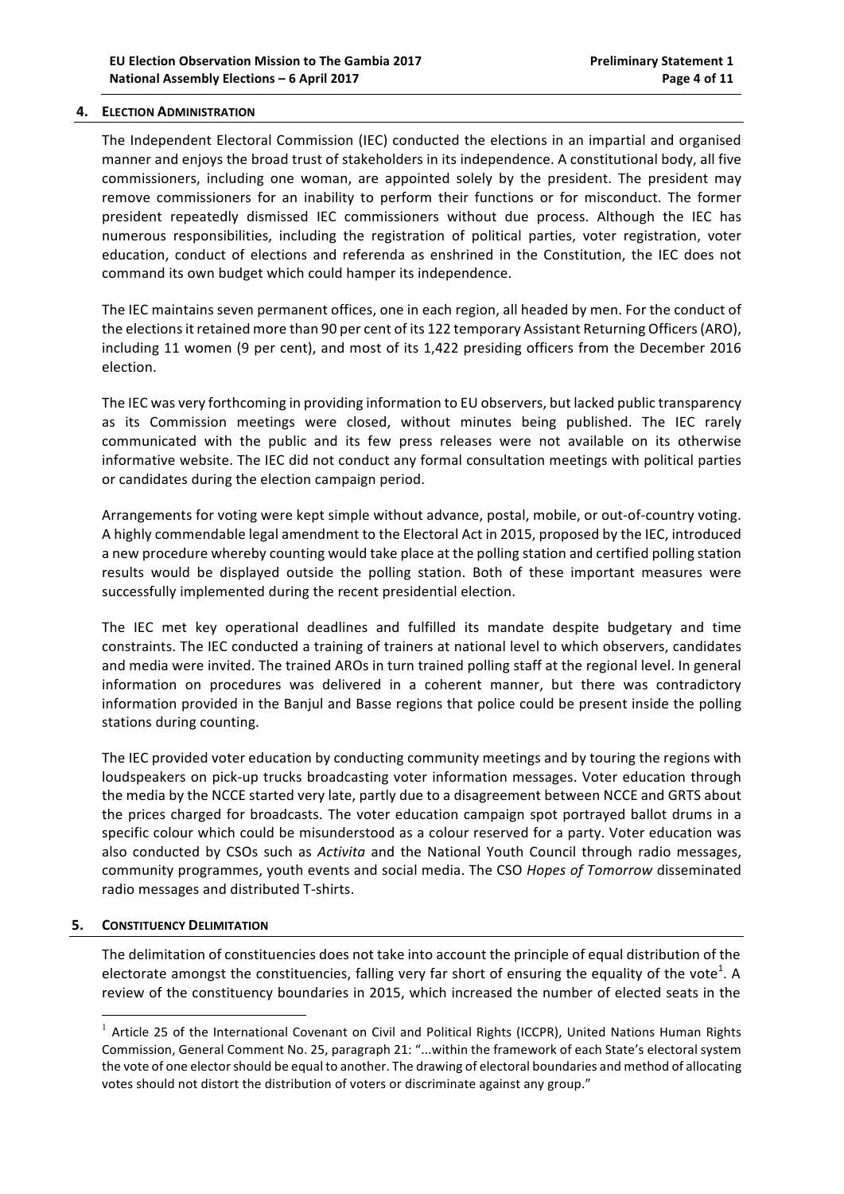## 4. Election Administration

The Independent Electoral Commission (IEC) conducted the elections in an impartial and organised manner and enjoys the broad trust of stakeholders in its independence. A constitutional body, all five commissioners, including one woman, are appointed solely by the president. The president may remove commissioners for an inability to perform their functions or for misconduct. The former president repeatedly dismissed IEC commissioners without due process. Although the IEC has numerous responsibilities, including the registration of political parties, voter registration, voter education, conduct of elections and referenda as enshrined in the Constitution, the IEC does not command its own budget which could hamper its independence.

The IEC maintains seven permanent offices, one in each region, all headed by men. For the conduct of the elections it retained more than 90 per cent of its 122 temporary Assistant Returning Officers (ARO), including 11 women (9 per cent), and most of its 1,422 presiding officers from the December 2016 election.

The IEC was very forthcoming in providing information to EU observers, but lacked public transparency as its Commission meetings were closed, without minutes being published. The IEC rarely communicated with the public and its few press releases were not available on its otherwise informative website. The IEC did not conduct any formal consultation meetings with political parties or candidates during the election campaign period.

Arrangements for voting were kept simple without advance, postal, mobile, or out-of-country voting. A highly commendable legal amendment to the Electoral Act in 2015, proposed by the IEC, introduced a new procedure whereby counting would take place at the polling station and certified polling station results would be displayed outside the polling station. Both of these important measures were successfully implemented during the recent presidential election.

The IEC met key operational deadlines and fulfilled its mandate despite budgetary and time constraints. The IEC conducted a training of trainers at national level to which observers, candidates and media were invited. The trained AROs in turn trained polling staff at the regional level. In general information on procedures was delivered in a coherent manner, but there was contradictory information provided in the Banjul and Basse regions that police could be present inside the polling stations during counting.

The IEC provided voter education by conducting community meetings and by touring the regions with loudspeakers on pick-up trucks broadcasting voter information messages. Voter education through the media by the NCCE started very late, partly due to a disagreement between NCCE and GRTS about the prices charged for broadcasts. The voter education campaign spot portrayed ballot drums in a specific colour which could be misunderstood as a colour reserved for a party. Voter education was also conducted by CSOs such as *Activita* and the National Youth Council through radio messages, community programmes, youth events and social media. The CSO *Hopes of Tomorrow* disseminated radio messages and distributed T-shirts.

## 5. Constituency Delimitation

The delimitation of constituencies does not take into account the principle of equal distribution of the electorate amongst the constituencies, falling very far short of ensuring the equality of the vote[1]. A review of the constituency boundaries in 2015, which increased the number of elected seats in the

---

[1] Article 25 of the International Covenant on Civil and Political Rights (ICCPR), United Nations Human Rights Commission, General Comment No. 25, paragraph 21: "...within the framework of each State's electoral system the vote of one elector should be equal to another. The drawing of electoral boundaries and method of allocating votes should not distort the distribution of voters or discriminate against any group."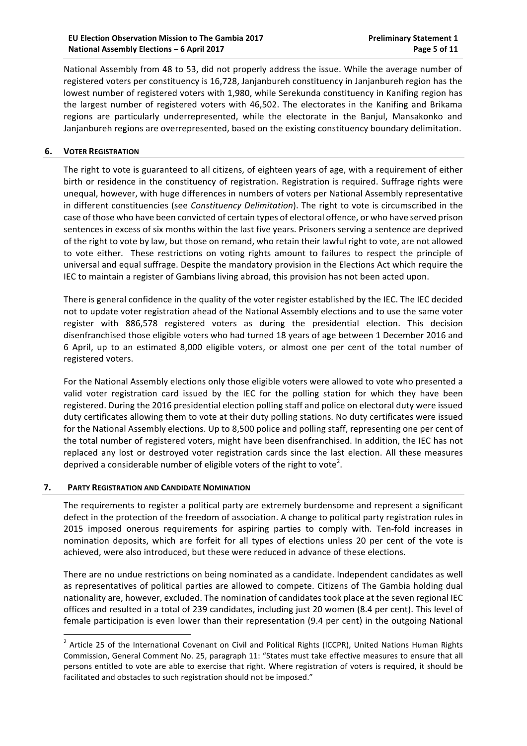National Assembly from 48 to 53, did not properly address the issue. While the average number of registered voters per constituency is 16,728, Janjanbureh constituency in Janjanbureh region has the lowest number of registered voters with 1,980, while Serekunda constituency in Kanifing region has the largest number of registered voters with 46,502. The electorates in the Kanifing and Brikama regions are particularly underrepresented, while the electorate in the Banjul, Mansakonko and Janjanbureh regions are overrepresented, based on the existing constituency boundary delimitation.

## 6. VOTER REGISTRATION

The right to vote is guaranteed to all citizens, of eighteen years of age, with a requirement of either birth or residence in the constituency of registration. Registration is required. Suffrage rights were unequal, however, with huge differences in numbers of voters per National Assembly representative in different constituencies (see *Constituency Delimitation*). The right to vote is circumscribed in the case of those who have been convicted of certain types of electoral offence, or who have served prison sentences in excess of six months within the last five years. Prisoners serving a sentence are deprived of the right to vote by law, but those on remand, who retain their lawful right to vote, are not allowed to vote either. These restrictions on voting rights amount to failures to respect the principle of universal and equal suffrage. Despite the mandatory provision in the Elections Act which require the IEC to maintain a register of Gambians living abroad, this provision has not been acted upon.

There is general confidence in the quality of the voter register established by the IEC. The IEC decided not to update voter registration ahead of the National Assembly elections and to use the same voter register with 886,578 registered voters as during the presidential election. This decision disenfranchised those eligible voters who had turned 18 years of age between 1 December 2016 and 6 April, up to an estimated 8,000 eligible voters, or almost one per cent of the total number of registered voters.

For the National Assembly elections only those eligible voters were allowed to vote who presented a valid voter registration card issued by the IEC for the polling station for which they have been registered. During the 2016 presidential election polling staff and police on electoral duty were issued duty certificates allowing them to vote at their duty polling stations. No duty certificates were issued for the National Assembly elections. Up to 8,500 police and polling staff, representing one per cent of the total number of registered voters, might have been disenfranchised. In addition, the IEC has not replaced any lost or destroyed voter registration cards since the last election. All these measures deprived a considerable number of eligible voters of the right to vote[2].

## 7. PARTY REGISTRATION AND CANDIDATE NOMINATION

The requirements to register a political party are extremely burdensome and represent a significant defect in the protection of the freedom of association. A change to political party registration rules in 2015 imposed onerous requirements for aspiring parties to comply with. Ten-fold increases in nomination deposits, which are forfeit for all types of elections unless 20 per cent of the vote is achieved, were also introduced, but these were reduced in advance of these elections.

There are no undue restrictions on being nominated as a candidate. Independent candidates as well as representatives of political parties are allowed to compete. Citizens of The Gambia holding dual nationality are, however, excluded. The nomination of candidates took place at the seven regional IEC offices and resulted in a total of 239 candidates, including just 20 women (8.4 per cent). This level of female participation is even lower than their representation (9.4 per cent) in the outgoing National

---

[2] Article 25 of the International Covenant on Civil and Political Rights (ICCPR), United Nations Human Rights Commission, General Comment No. 25, paragraph 11: "States must take effective measures to ensure that all persons entitled to vote are able to exercise that right. Where registration of voters is required, it should be facilitated and obstacles to such registration should not be imposed."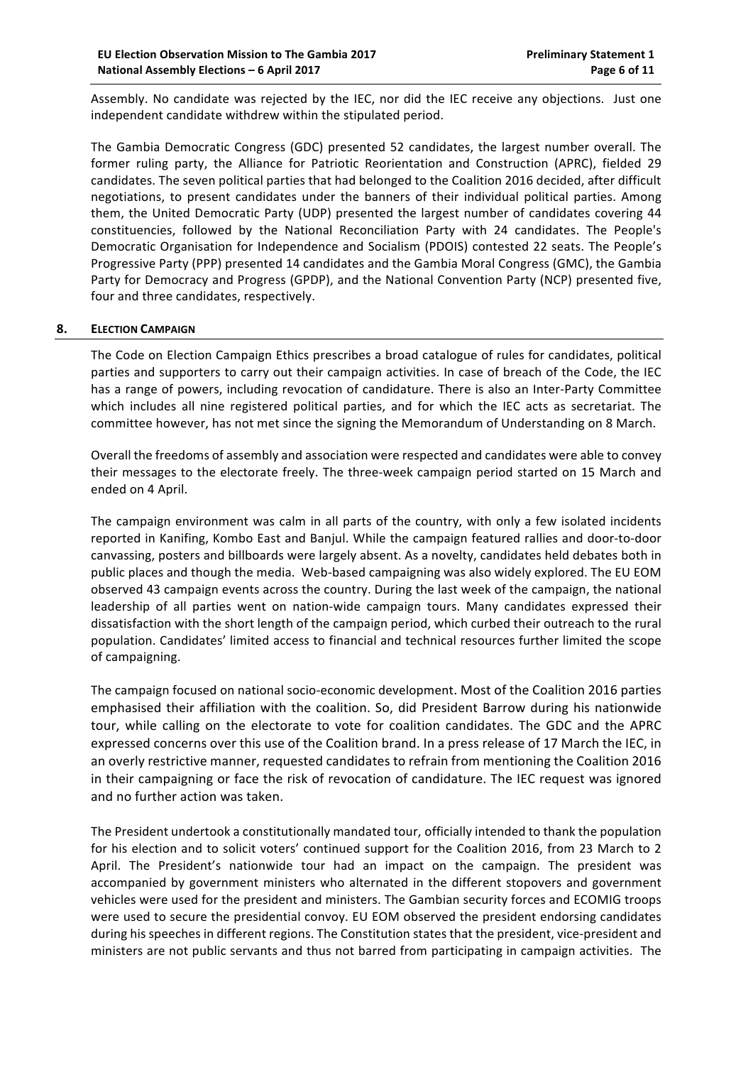Assembly. No candidate was rejected by the IEC, nor did the IEC receive any objections. Just one independent candidate withdrew within the stipulated period.

The Gambia Democratic Congress (GDC) presented 52 candidates, the largest number overall. The former ruling party, the Alliance for Patriotic Reorientation and Construction (APRC), fielded 29 candidates. The seven political parties that had belonged to the Coalition 2016 decided, after difficult negotiations, to present candidates under the banners of their individual political parties. Among them, the United Democratic Party (UDP) presented the largest number of candidates covering 44 constituencies, followed by the National Reconciliation Party with 24 candidates. The People's Democratic Organisation for Independence and Socialism (PDOIS) contested 22 seats. The People's Progressive Party (PPP) presented 14 candidates and the Gambia Moral Congress (GMC), the Gambia Party for Democracy and Progress (GPDP), and the National Convention Party (NCP) presented five, four and three candidates, respectively.

## 8. ELECTION CAMPAIGN

The Code on Election Campaign Ethics prescribes a broad catalogue of rules for candidates, political parties and supporters to carry out their campaign activities. In case of breach of the Code, the IEC has a range of powers, including revocation of candidature. There is also an Inter-Party Committee which includes all nine registered political parties, and for which the IEC acts as secretariat. The committee however, has not met since the signing the Memorandum of Understanding on 8 March.

Overall the freedoms of assembly and association were respected and candidates were able to convey their messages to the electorate freely. The three-week campaign period started on 15 March and ended on 4 April.

The campaign environment was calm in all parts of the country, with only a few isolated incidents reported in Kanifing, Kombo East and Banjul. While the campaign featured rallies and door-to-door canvassing, posters and billboards were largely absent. As a novelty, candidates held debates both in public places and though the media. Web-based campaigning was also widely explored. The EU EOM observed 43 campaign events across the country. During the last week of the campaign, the national leadership of all parties went on nation-wide campaign tours. Many candidates expressed their dissatisfaction with the short length of the campaign period, which curbed their outreach to the rural population. Candidates' limited access to financial and technical resources further limited the scope of campaigning.

The campaign focused on national socio-economic development. Most of the Coalition 2016 parties emphasised their affiliation with the coalition. So, did President Barrow during his nationwide tour, while calling on the electorate to vote for coalition candidates. The GDC and the APRC expressed concerns over this use of the Coalition brand. In a press release of 17 March the IEC, in an overly restrictive manner, requested candidates to refrain from mentioning the Coalition 2016 in their campaigning or face the risk of revocation of candidature. The IEC request was ignored and no further action was taken.

The President undertook a constitutionally mandated tour, officially intended to thank the population for his election and to solicit voters' continued support for the Coalition 2016, from 23 March to 2 April. The President's nationwide tour had an impact on the campaign. The president was accompanied by government ministers who alternated in the different stopovers and government vehicles were used for the president and ministers. The Gambian security forces and ECOMIG troops were used to secure the presidential convoy. EU EOM observed the president endorsing candidates during his speeches in different regions. The Constitution states that the president, vice-president and ministers are not public servants and thus not barred from participating in campaign activities. The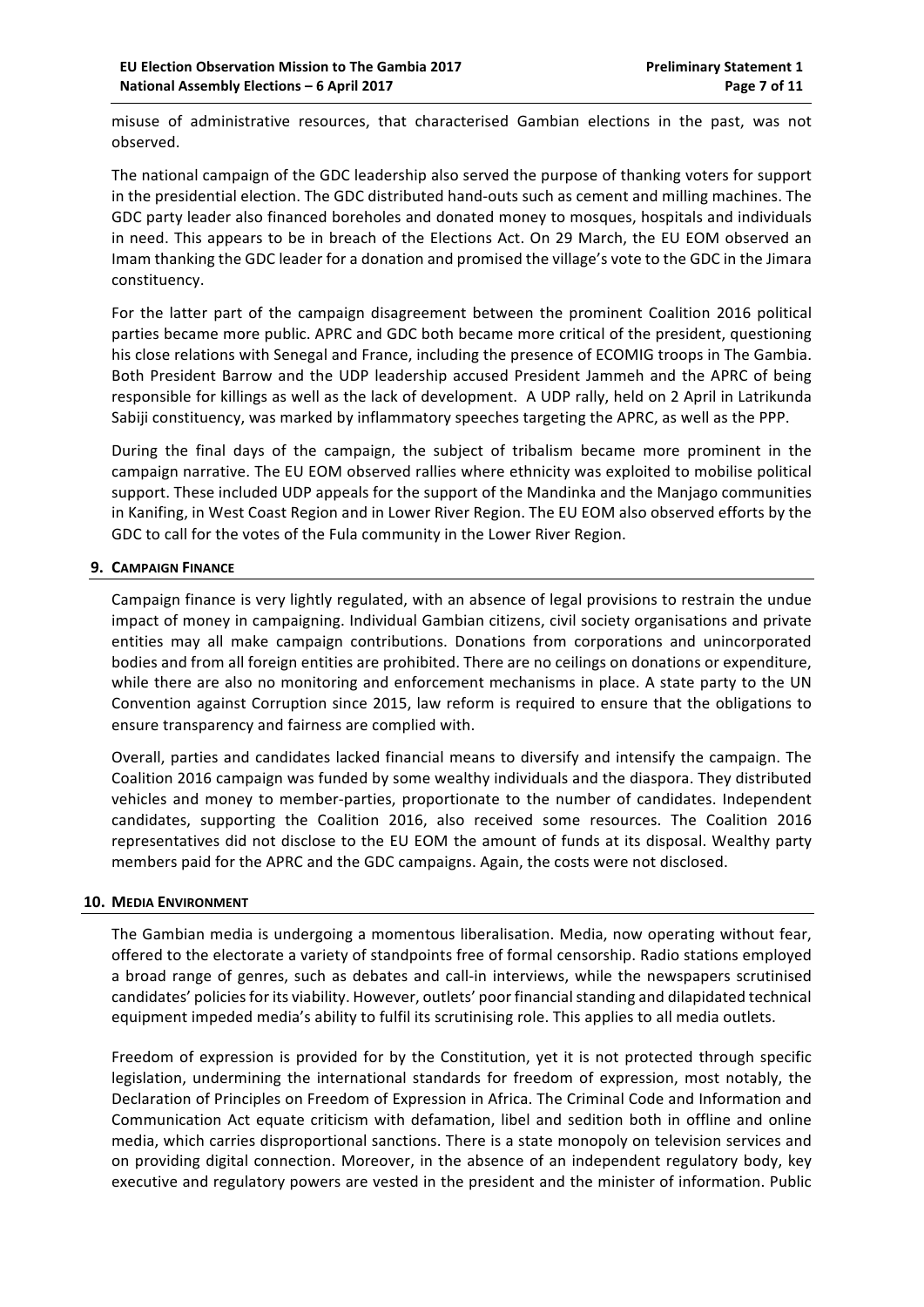misuse of administrative resources, that characterised Gambian elections in the past, was not observed.

The national campaign of the GDC leadership also served the purpose of thanking voters for support in the presidential election. The GDC distributed hand-outs such as cement and milling machines. The GDC party leader also financed boreholes and donated money to mosques, hospitals and individuals in need. This appears to be in breach of the Elections Act. On 29 March, the EU EOM observed an Imam thanking the GDC leader for a donation and promised the village's vote to the GDC in the Jimara constituency.

For the latter part of the campaign disagreement between the prominent Coalition 2016 political parties became more public. APRC and GDC both became more critical of the president, questioning his close relations with Senegal and France, including the presence of ECOMIG troops in The Gambia. Both President Barrow and the UDP leadership accused President Jammeh and the APRC of being responsible for killings as well as the lack of development. A UDP rally, held on 2 April in Latrikunda Sabiji constituency, was marked by inflammatory speeches targeting the APRC, as well as the PPP.

During the final days of the campaign, the subject of tribalism became more prominent in the campaign narrative. The EU EOM observed rallies where ethnicity was exploited to mobilise political support. These included UDP appeals for the support of the Mandinka and the Manjago communities in Kanifing, in West Coast Region and in Lower River Region. The EU EOM also observed efforts by the GDC to call for the votes of the Fula community in the Lower River Region.

## 9. CAMPAIGN FINANCE

Campaign finance is very lightly regulated, with an absence of legal provisions to restrain the undue impact of money in campaigning. Individual Gambian citizens, civil society organisations and private entities may all make campaign contributions. Donations from corporations and unincorporated bodies and from all foreign entities are prohibited. There are no ceilings on donations or expenditure, while there are also no monitoring and enforcement mechanisms in place. A state party to the UN Convention against Corruption since 2015, law reform is required to ensure that the obligations to ensure transparency and fairness are complied with.

Overall, parties and candidates lacked financial means to diversify and intensify the campaign. The Coalition 2016 campaign was funded by some wealthy individuals and the diaspora. They distributed vehicles and money to member-parties, proportionate to the number of candidates. Independent candidates, supporting the Coalition 2016, also received some resources. The Coalition 2016 representatives did not disclose to the EU EOM the amount of funds at its disposal. Wealthy party members paid for the APRC and the GDC campaigns. Again, the costs were not disclosed.

## 10. MEDIA ENVIRONMENT

The Gambian media is undergoing a momentous liberalisation. Media, now operating without fear, offered to the electorate a variety of standpoints free of formal censorship. Radio stations employed a broad range of genres, such as debates and call-in interviews, while the newspapers scrutinised candidates' policies for its viability. However, outlets' poor financial standing and dilapidated technical equipment impeded media's ability to fulfil its scrutinising role. This applies to all media outlets.

Freedom of expression is provided for by the Constitution, yet it is not protected through specific legislation, undermining the international standards for freedom of expression, most notably, the Declaration of Principles on Freedom of Expression in Africa. The Criminal Code and Information and Communication Act equate criticism with defamation, libel and sedition both in offline and online media, which carries disproportional sanctions. There is a state monopoly on television services and on providing digital connection. Moreover, in the absence of an independent regulatory body, key executive and regulatory powers are vested in the president and the minister of information. Public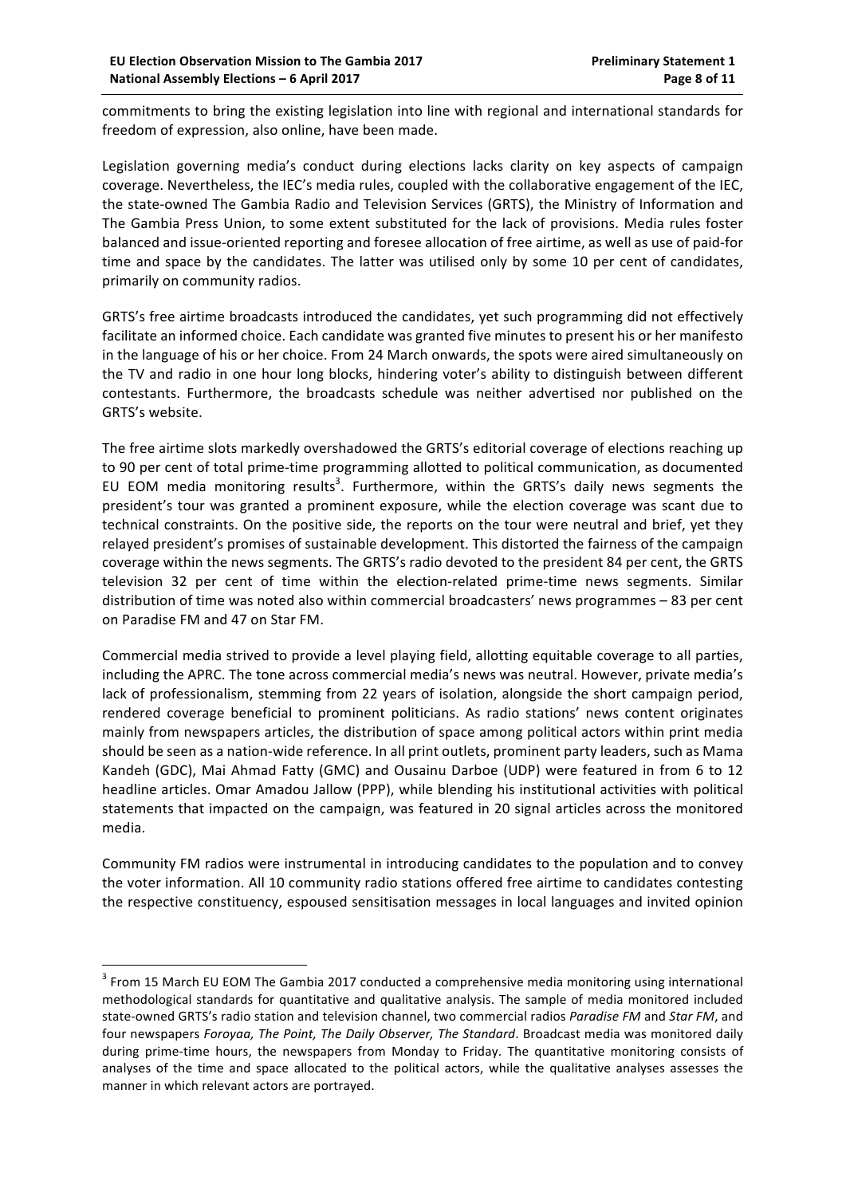commitments to bring the existing legislation into line with regional and international standards for freedom of expression, also online, have been made.

Legislation governing media's conduct during elections lacks clarity on key aspects of campaign coverage. Nevertheless, the IEC's media rules, coupled with the collaborative engagement of the IEC, the state-owned The Gambia Radio and Television Services (GRTS), the Ministry of Information and The Gambia Press Union, to some extent substituted for the lack of provisions. Media rules foster balanced and issue-oriented reporting and foresee allocation of free airtime, as well as use of paid-for time and space by the candidates. The latter was utilised only by some 10 per cent of candidates, primarily on community radios.

GRTS's free airtime broadcasts introduced the candidates, yet such programming did not effectively facilitate an informed choice. Each candidate was granted five minutes to present his or her manifesto in the language of his or her choice. From 24 March onwards, the spots were aired simultaneously on the TV and radio in one hour long blocks, hindering voter's ability to distinguish between different contestants. Furthermore, the broadcasts schedule was neither advertised nor published on the GRTS's website.

The free airtime slots markedly overshadowed the GRTS's editorial coverage of elections reaching up to 90 per cent of total prime-time programming allotted to political communication, as documented EU EOM media monitoring results[3]. Furthermore, within the GRTS's daily news segments the president's tour was granted a prominent exposure, while the election coverage was scant due to technical constraints. On the positive side, the reports on the tour were neutral and brief, yet they relayed president's promises of sustainable development. This distorted the fairness of the campaign coverage within the news segments. The GRTS's radio devoted to the president 84 per cent, the GRTS television 32 per cent of time within the election-related prime-time news segments. Similar distribution of time was noted also within commercial broadcasters' news programmes – 83 per cent on Paradise FM and 47 on Star FM.

Commercial media strived to provide a level playing field, allotting equitable coverage to all parties, including the APRC. The tone across commercial media's news was neutral. However, private media's lack of professionalism, stemming from 22 years of isolation, alongside the short campaign period, rendered coverage beneficial to prominent politicians. As radio stations' news content originates mainly from newspapers articles, the distribution of space among political actors within print media should be seen as a nation-wide reference. In all print outlets, prominent party leaders, such as Mama Kandeh (GDC), Mai Ahmad Fatty (GMC) and Ousainu Darboe (UDP) were featured in from 6 to 12 headline articles. Omar Amadou Jallow (PPP), while blending his institutional activities with political statements that impacted on the campaign, was featured in 20 signal articles across the monitored media.

Community FM radios were instrumental in introducing candidates to the population and to convey the voter information. All 10 community radio stations offered free airtime to candidates contesting the respective constituency, espoused sensitisation messages in local languages and invited opinion

---

[3] From 15 March EU EOM The Gambia 2017 conducted a comprehensive media monitoring using international methodological standards for quantitative and qualitative analysis. The sample of media monitored included state-owned GRTS's radio station and television channel, two commercial radios *Paradise FM* and *Star FM*, and four newspapers *Foroyaa, The Point, The Daily Observer, The Standard*. Broadcast media was monitored daily during prime-time hours, the newspapers from Monday to Friday. The quantitative monitoring consists of analyses of the time and space allocated to the political actors, while the qualitative analyses assesses the manner in which relevant actors are portrayed.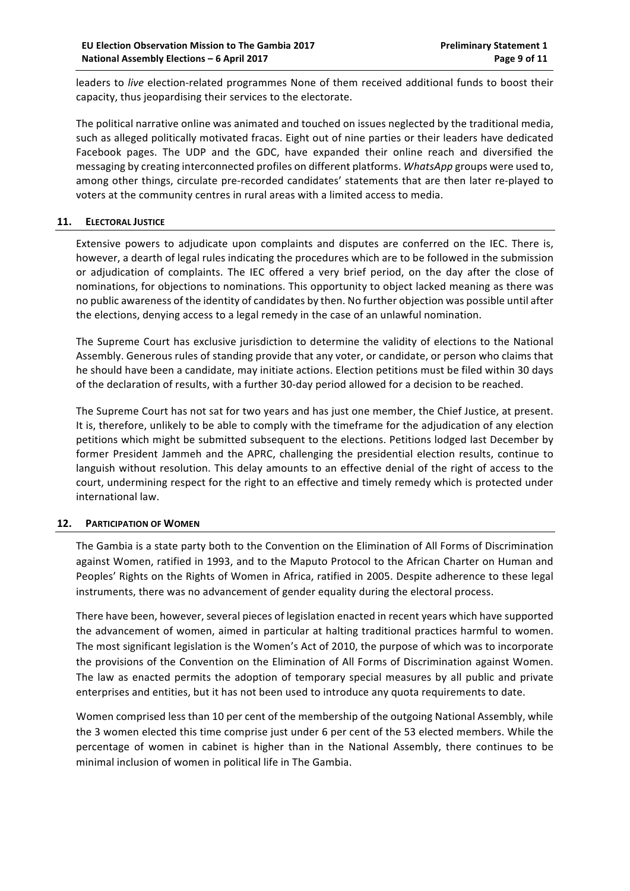leaders to *live* election-related programmes None of them received additional funds to boost their capacity, thus jeopardising their services to the electorate.

The political narrative online was animated and touched on issues neglected by the traditional media, such as alleged politically motivated fracas. Eight out of nine parties or their leaders have dedicated Facebook pages. The UDP and the GDC, have expanded their online reach and diversified the messaging by creating interconnected profiles on different platforms. *WhatsApp* groups were used to, among other things, circulate pre-recorded candidates' statements that are then later re-played to voters at the community centres in rural areas with a limited access to media.

## 11. ELECTORAL JUSTICE

Extensive powers to adjudicate upon complaints and disputes are conferred on the IEC. There is, however, a dearth of legal rules indicating the procedures which are to be followed in the submission or adjudication of complaints. The IEC offered a very brief period, on the day after the close of nominations, for objections to nominations. This opportunity to object lacked meaning as there was no public awareness of the identity of candidates by then. No further objection was possible until after the elections, denying access to a legal remedy in the case of an unlawful nomination.

The Supreme Court has exclusive jurisdiction to determine the validity of elections to the National Assembly. Generous rules of standing provide that any voter, or candidate, or person who claims that he should have been a candidate, may initiate actions. Election petitions must be filed within 30 days of the declaration of results, with a further 30-day period allowed for a decision to be reached.

The Supreme Court has not sat for two years and has just one member, the Chief Justice, at present. It is, therefore, unlikely to be able to comply with the timeframe for the adjudication of any election petitions which might be submitted subsequent to the elections. Petitions lodged last December by former President Jammeh and the APRC, challenging the presidential election results, continue to languish without resolution. This delay amounts to an effective denial of the right of access to the court, undermining respect for the right to an effective and timely remedy which is protected under international law.

## 12. PARTICIPATION OF WOMEN

The Gambia is a state party both to the Convention on the Elimination of All Forms of Discrimination against Women, ratified in 1993, and to the Maputo Protocol to the African Charter on Human and Peoples' Rights on the Rights of Women in Africa, ratified in 2005. Despite adherence to these legal instruments, there was no advancement of gender equality during the electoral process.

There have been, however, several pieces of legislation enacted in recent years which have supported the advancement of women, aimed in particular at halting traditional practices harmful to women. The most significant legislation is the Women's Act of 2010, the purpose of which was to incorporate the provisions of the Convention on the Elimination of All Forms of Discrimination against Women. The law as enacted permits the adoption of temporary special measures by all public and private enterprises and entities, but it has not been used to introduce any quota requirements to date.

Women comprised less than 10 per cent of the membership of the outgoing National Assembly, while the 3 women elected this time comprise just under 6 per cent of the 53 elected members. While the percentage of women in cabinet is higher than in the National Assembly, there continues to be minimal inclusion of women in political life in The Gambia.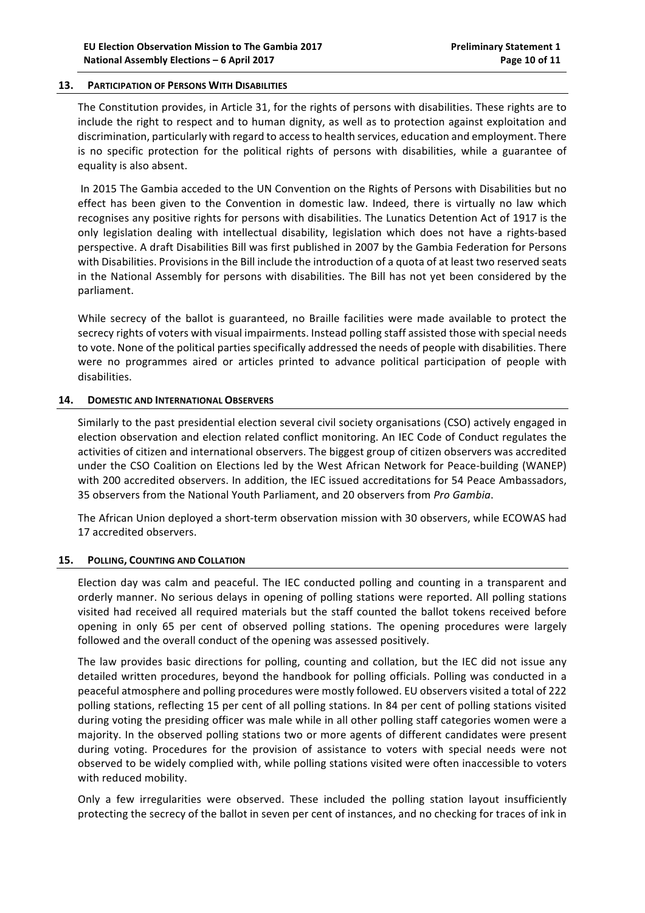## 13. Participation of Persons With Disabilities

The Constitution provides, in Article 31, for the rights of persons with disabilities. These rights are to include the right to respect and to human dignity, as well as to protection against exploitation and discrimination, particularly with regard to access to health services, education and employment. There is no specific protection for the political rights of persons with disabilities, while a guarantee of equality is also absent.

In 2015 The Gambia acceded to the UN Convention on the Rights of Persons with Disabilities but no effect has been given to the Convention in domestic law. Indeed, there is virtually no law which recognises any positive rights for persons with disabilities. The Lunatics Detention Act of 1917 is the only legislation dealing with intellectual disability, legislation which does not have a rights-based perspective. A draft Disabilities Bill was first published in 2007 by the Gambia Federation for Persons with Disabilities. Provisions in the Bill include the introduction of a quota of at least two reserved seats in the National Assembly for persons with disabilities. The Bill has not yet been considered by the parliament.

While secrecy of the ballot is guaranteed, no Braille facilities were made available to protect the secrecy rights of voters with visual impairments. Instead polling staff assisted those with special needs to vote. None of the political parties specifically addressed the needs of people with disabilities. There were no programmes aired or articles printed to advance political participation of people with disabilities.

## 14. Domestic and International Observers

Similarly to the past presidential election several civil society organisations (CSO) actively engaged in election observation and election related conflict monitoring. An IEC Code of Conduct regulates the activities of citizen and international observers. The biggest group of citizen observers was accredited under the CSO Coalition on Elections led by the West African Network for Peace-building (WANEP) with 200 accredited observers. In addition, the IEC issued accreditations for 54 Peace Ambassadors, 35 observers from the National Youth Parliament, and 20 observers from *Pro Gambia*.

The African Union deployed a short-term observation mission with 30 observers, while ECOWAS had 17 accredited observers.

## 15. Polling, Counting and Collation

Election day was calm and peaceful. The IEC conducted polling and counting in a transparent and orderly manner. No serious delays in opening of polling stations were reported. All polling stations visited had received all required materials but the staff counted the ballot tokens received before opening in only 65 per cent of observed polling stations. The opening procedures were largely followed and the overall conduct of the opening was assessed positively.

The law provides basic directions for polling, counting and collation, but the IEC did not issue any detailed written procedures, beyond the handbook for polling officials. Polling was conducted in a peaceful atmosphere and polling procedures were mostly followed. EU observers visited a total of 222 polling stations, reflecting 15 per cent of all polling stations. In 84 per cent of polling stations visited during voting the presiding officer was male while in all other polling staff categories women were a majority. In the observed polling stations two or more agents of different candidates were present during voting. Procedures for the provision of assistance to voters with special needs were not observed to be widely complied with, while polling stations visited were often inaccessible to voters with reduced mobility.

Only a few irregularities were observed. These included the polling station layout insufficiently protecting the secrecy of the ballot in seven per cent of instances, and no checking for traces of ink in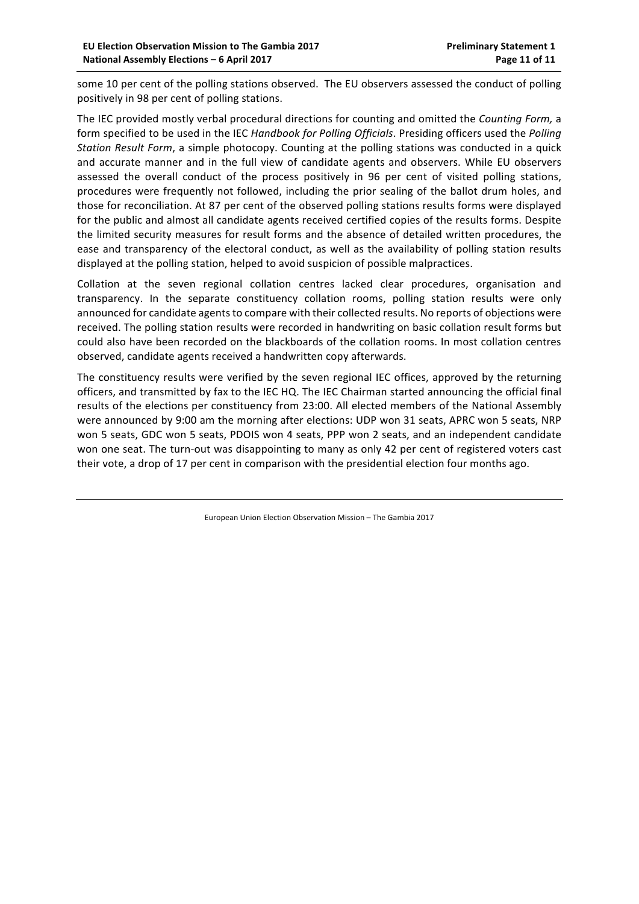some 10 per cent of the polling stations observed. The EU observers assessed the conduct of polling positively in 98 per cent of polling stations.

The IEC provided mostly verbal procedural directions for counting and omitted the *Counting Form,* a form specified to be used in the IEC *Handbook for Polling Officials*. Presiding officers used the *Polling Station Result Form*, a simple photocopy. Counting at the polling stations was conducted in a quick and accurate manner and in the full view of candidate agents and observers. While EU observers assessed the overall conduct of the process positively in 96 per cent of visited polling stations, procedures were frequently not followed, including the prior sealing of the ballot drum holes, and those for reconciliation. At 87 per cent of the observed polling stations results forms were displayed for the public and almost all candidate agents received certified copies of the results forms. Despite the limited security measures for result forms and the absence of detailed written procedures, the ease and transparency of the electoral conduct, as well as the availability of polling station results displayed at the polling station, helped to avoid suspicion of possible malpractices.

Collation at the seven regional collation centres lacked clear procedures, organisation and transparency. In the separate constituency collation rooms, polling station results were only announced for candidate agents to compare with their collected results. No reports of objections were received. The polling station results were recorded in handwriting on basic collation result forms but could also have been recorded on the blackboards of the collation rooms. In most collation centres observed, candidate agents received a handwritten copy afterwards.

The constituency results were verified by the seven regional IEC offices, approved by the returning officers, and transmitted by fax to the IEC HQ. The IEC Chairman started announcing the official final results of the elections per constituency from 23:00. All elected members of the National Assembly were announced by 9:00 am the morning after elections: UDP won 31 seats, APRC won 5 seats, NRP won 5 seats, GDC won 5 seats, PDOIS won 4 seats, PPP won 2 seats, and an independent candidate won one seat. The turn-out was disappointing to many as only 42 per cent of registered voters cast their vote, a drop of 17 per cent in comparison with the presidential election four months ago.